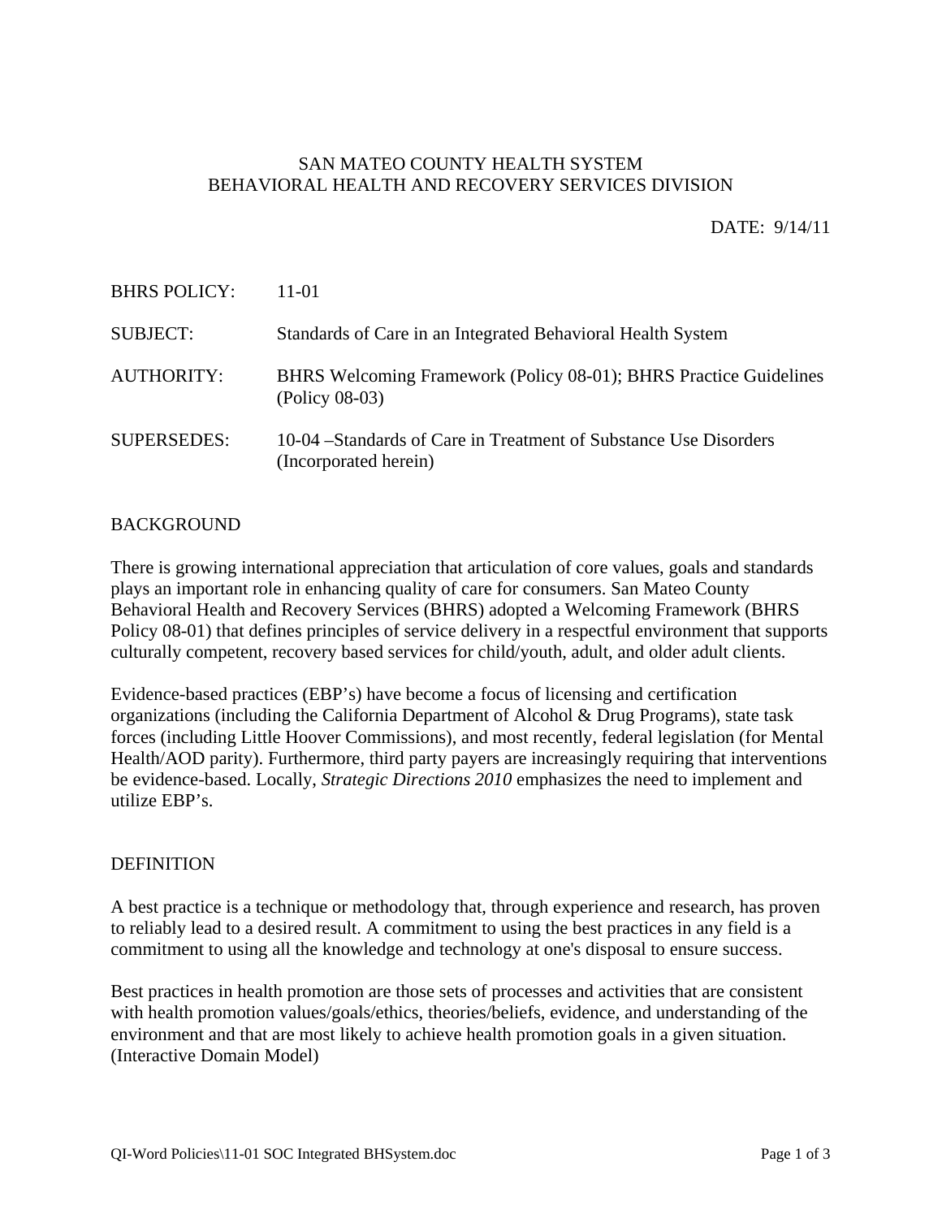SAN MATEO COUNTY HEALTH SYSTEM
BEHAVIORAL HEALTH AND RECOVERY SERVICES DIVISION

DATE: 9/14/11

| | |
|---|---|
| BHRS POLICY: | 11-01 |
| SUBJECT: | Standards of Care in an Integrated Behavioral Health System |
| AUTHORITY: | BHRS Welcoming Framework (Policy 08-01); BHRS Practice Guidelines (Policy 08-03) |
| SUPERSEDES: | 10-04 –Standards of Care in Treatment of Substance Use Disorders (Incorporated herein) |

## BACKGROUND

There is growing international appreciation that articulation of core values, goals and standards plays an important role in enhancing quality of care for consumers. San Mateo County Behavioral Health and Recovery Services (BHRS) adopted a Welcoming Framework (BHRS Policy 08-01) that defines principles of service delivery in a respectful environment that supports culturally competent, recovery based services for child/youth, adult, and older adult clients.

Evidence-based practices (EBP's) have become a focus of licensing and certification organizations (including the California Department of Alcohol & Drug Programs), state task forces (including Little Hoover Commissions), and most recently, federal legislation (for Mental Health/AOD parity). Furthermore, third party payers are increasingly requiring that interventions be evidence-based. Locally, *Strategic Directions 2010* emphasizes the need to implement and utilize EBP's.

## DEFINITION

A best practice is a technique or methodology that, through experience and research, has proven to reliably lead to a desired result. A commitment to using the best practices in any field is a commitment to using all the knowledge and technology at one's disposal to ensure success.

Best practices in health promotion are those sets of processes and activities that are consistent with health promotion values/goals/ethics, theories/beliefs, evidence, and understanding of the environment and that are most likely to achieve health promotion goals in a given situation. (Interactive Domain Model)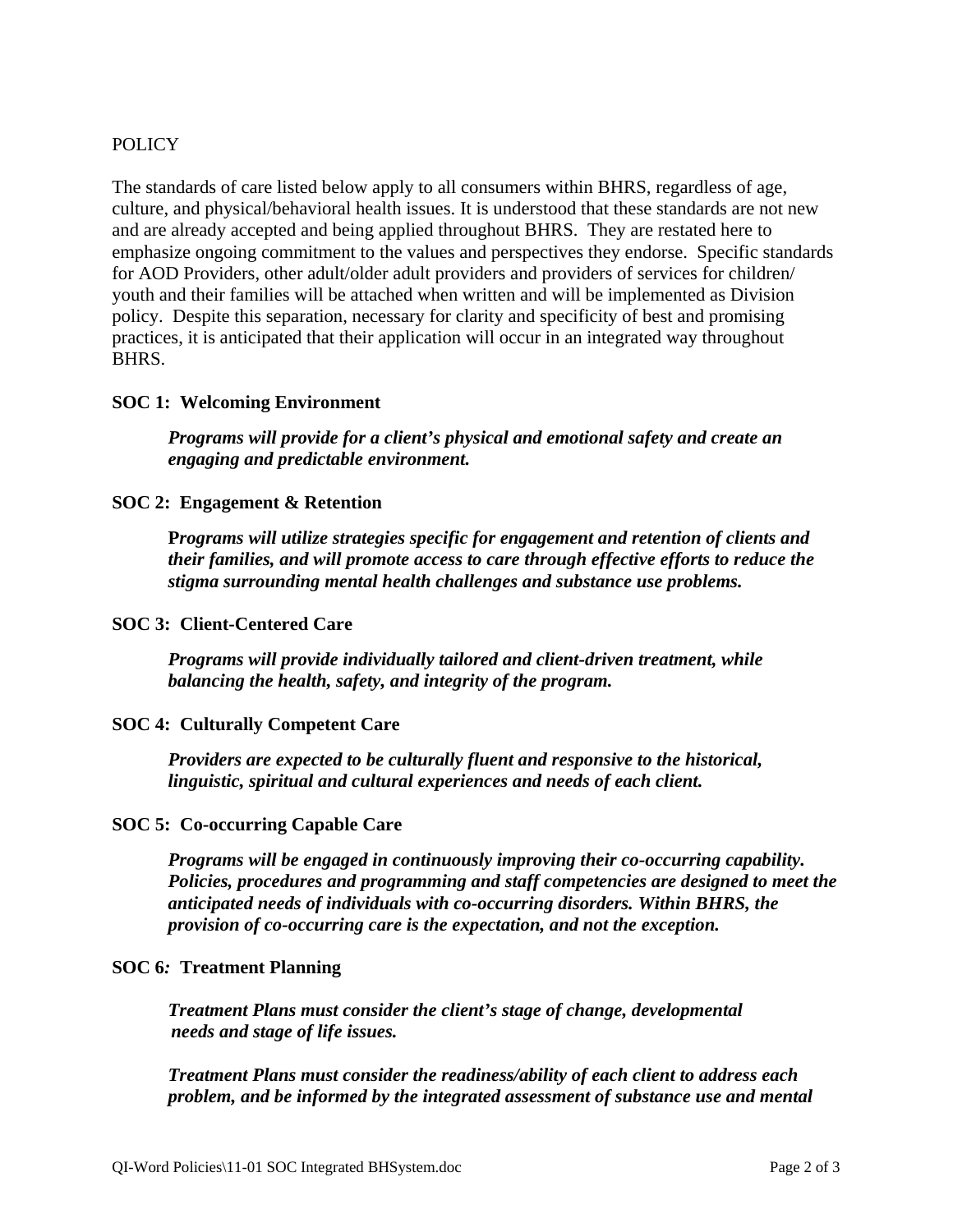POLICY

The standards of care listed below apply to all consumers within BHRS, regardless of age, culture, and physical/behavioral health issues. It is understood that these standards are not new and are already accepted and being applied throughout BHRS. They are restated here to emphasize ongoing commitment to the values and perspectives they endorse. Specific standards for AOD Providers, other adult/older adult providers and providers of services for children/ youth and their families will be attached when written and will be implemented as Division policy. Despite this separation, necessary for clarity and specificity of best and promising practices, it is anticipated that their application will occur in an integrated way throughout BHRS.

**SOC 1: Welcoming Environment**

> ***Programs will provide for a client's physical and emotional safety and create an engaging and predictable environment.***

**SOC 2: Engagement & Retention**

> ***Programs will utilize strategies specific for engagement and retention of clients and their families, and will promote access to care through effective efforts to reduce the stigma surrounding mental health challenges and substance use problems.***

**SOC 3: Client-Centered Care**

> ***Programs will provide individually tailored and client-driven treatment, while balancing the health, safety, and integrity of the program.***

**SOC 4: Culturally Competent Care**

> ***Providers are expected to be culturally fluent and responsive to the historical, linguistic, spiritual and cultural experiences and needs of each client.***

**SOC 5: Co-occurring Capable Care**

> ***Programs will be engaged in continuously improving their co-occurring capability. Policies, procedures and programming and staff competencies are designed to meet the anticipated needs of individuals with co-occurring disorders. Within BHRS, the provision of co-occurring care is the expectation, and not the exception.***

**SOC 6: Treatment Planning**

> ***Treatment Plans must consider the client's stage of change, developmental needs and stage of life issues.***
>
> ***Treatment Plans must consider the readiness/ability of each client to address each problem, and be informed by the integrated assessment of substance use and mental***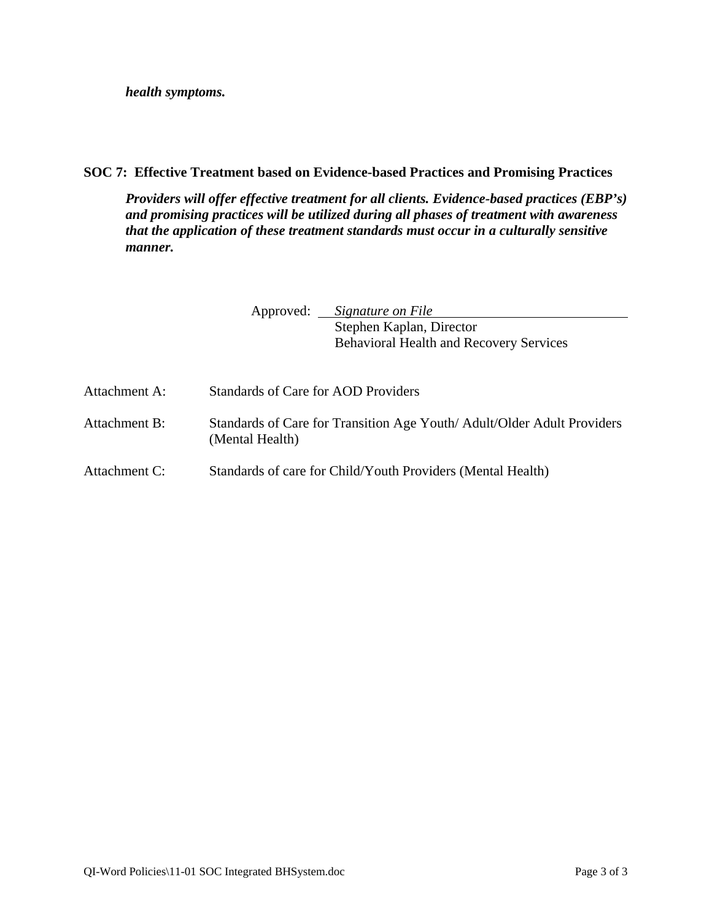***health symptoms.***

**SOC 7: Effective Treatment based on Evidence-based Practices and Promising Practices**

***Providers will offer effective treatment for all clients. Evidence-based practices (EBP's) and promising practices will be utilized during all phases of treatment with awareness that the application of these treatment standards must occur in a culturally sensitive manner.***

Approved: *Signature on File*
Stephen Kaplan, Director
Behavioral Health and Recovery Services

Attachment A: Standards of Care for AOD Providers

Attachment B: Standards of Care for Transition Age Youth/ Adult/Older Adult Providers (Mental Health)

Attachment C: Standards of care for Child/Youth Providers (Mental Health)